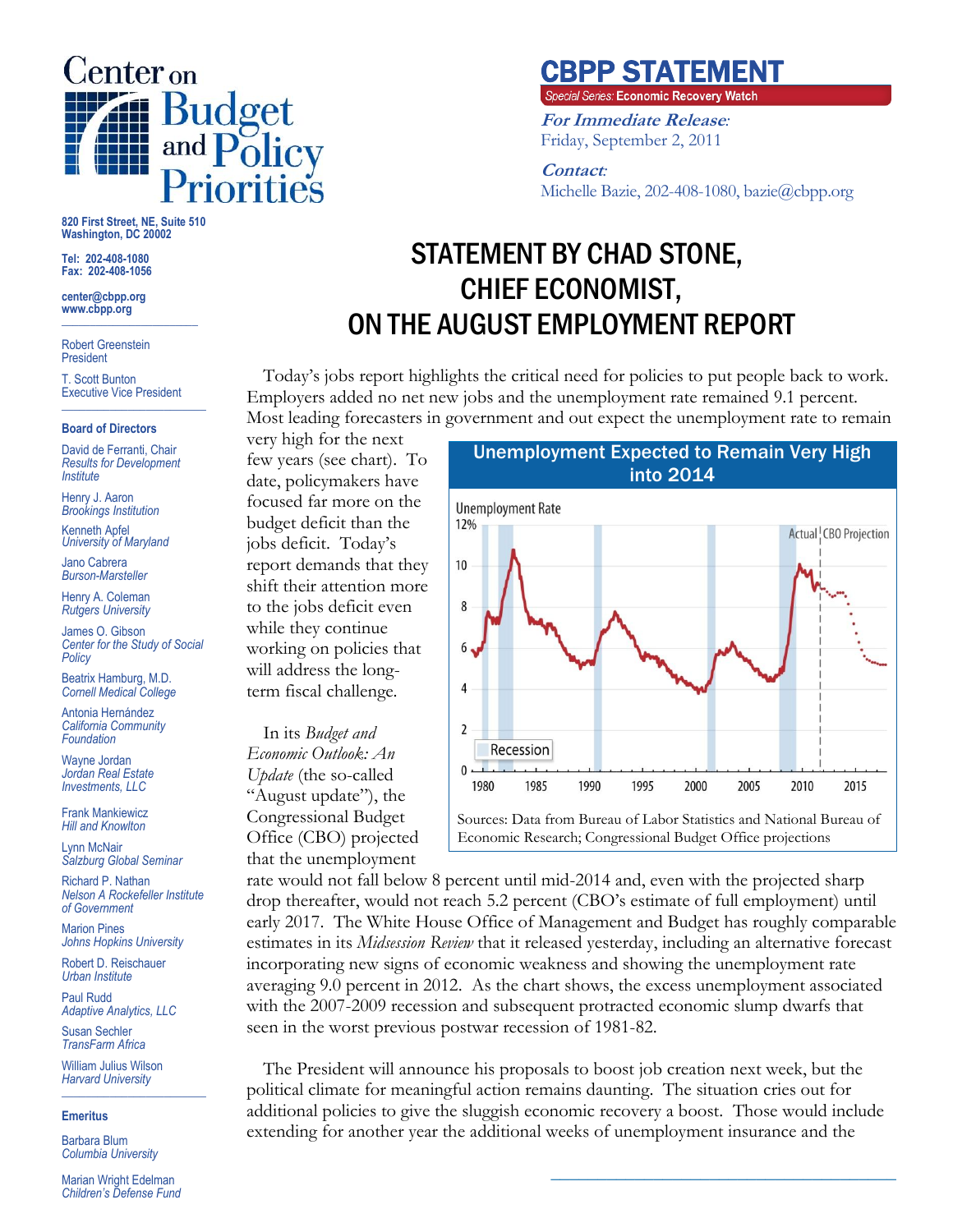# Center on Budget and Policy Priorities

820 First Street, NE, Suite 510
Washington, DC 20002

Tel: 202-408-1080
Fax: 202-408-1056

center@cbpp.org
www.cbpp.org

Robert Greenstein
President

T. Scott Bunton
Executive Vice President

**Board of Directors**

David de Ferranti, Chair
*Results for Development Institute*

Henry J. Aaron
*Brookings Institution*

Kenneth Apfel
*University of Maryland*

Jano Cabrera
*Burson-Marsteller*

Henry A. Coleman
*Rutgers University*

James O. Gibson
*Center for the Study of Social Policy*

Beatrix Hamburg, M.D.
*Cornell Medical College*

Antonia Hernández
*California Community Foundation*

Wayne Jordan
*Jordan Real Estate Investments, LLC*

Frank Mankiewicz
*Hill and Knowlton*

Lynn McNair
*Salzburg Global Seminar*

Richard P. Nathan
*Nelson A Rockefeller Institute of Government*

Marion Pines
*Johns Hopkins University*

Robert D. Reischauer
*Urban Institute*

Paul Rudd
*Adaptive Analytics, LLC*

Susan Sechler
*TransFarm Africa*

William Julius Wilson
*Harvard University*

**Emeritus**

Barbara Blum
*Columbia University*

Marian Wright Edelman
*Children's Defense Fund*

## CBPP STATEMENT

*Special Series:* **Economic Recovery Watch**

***For Immediate Release:***
Friday, September 2, 2011

***Contact:***
Michelle Bazie, 202-408-1080, bazie@cbpp.org

# STATEMENT BY CHAD STONE, CHIEF ECONOMIST, ON THE AUGUST EMPLOYMENT REPORT

Today's jobs report highlights the critical need for policies to put people back to work. Employers added no net new jobs and the unemployment rate remained 9.1 percent. Most leading forecasters in government and out expect the unemployment rate to remain very high for the next few years (see chart). To date, policymakers have focused far more on the budget deficit than the jobs deficit. Today's report demands that they shift their attention more to the jobs deficit even while they continue working on policies that will address the long-term fiscal challenge.

**Unemployment Expected to Remain Very High into 2014**

Sources: Data from Bureau of Labor Statistics and National Bureau of Economic Research; Congressional Budget Office projections

In its *Budget and Economic Outlook: An Update* (the so-called "August update"), the Congressional Budget Office (CBO) projected that the unemployment rate would not fall below 8 percent until mid-2014 and, even with the projected sharp drop thereafter, would not reach 5.2 percent (CBO's estimate of full employment) until early 2017. The White House Office of Management and Budget has roughly comparable estimates in its *Midsession Review* that it released yesterday, including an alternative forecast incorporating new signs of economic weakness and showing the unemployment rate averaging 9.0 percent in 2012. As the chart shows, the excess unemployment associated with the 2007-2009 recession and subsequent protracted economic slump dwarfs that seen in the worst previous postwar recession of 1981-82.

The President will announce his proposals to boost job creation next week, but the political climate for meaningful action remains daunting. The situation cries out for additional policies to give the sluggish economic recovery a boost. Those would include extending for another year the additional weeks of unemployment insurance and the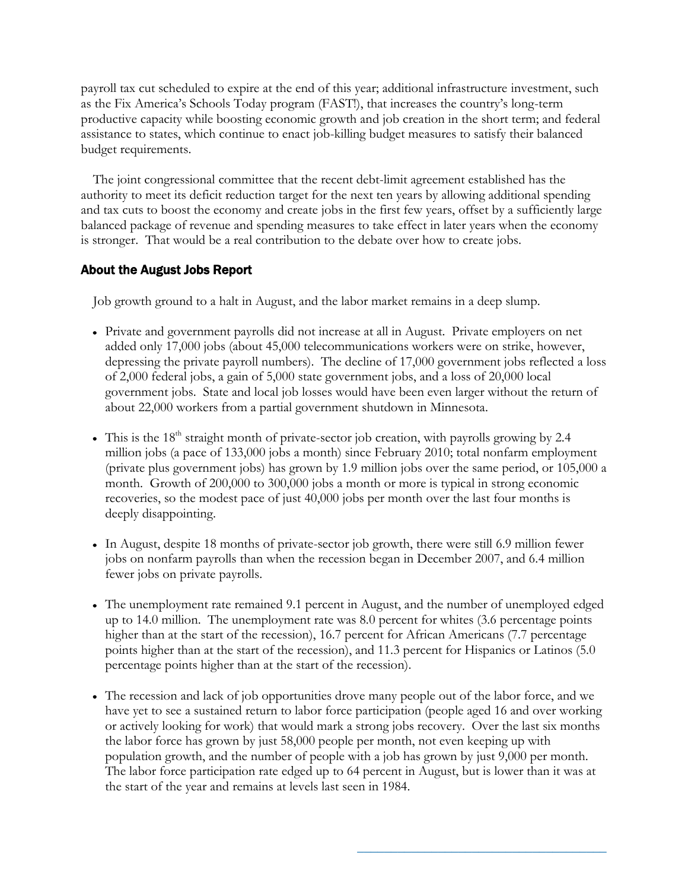payroll tax cut scheduled to expire at the end of this year; additional infrastructure investment, such as the Fix America's Schools Today program (FAST!), that increases the country's long-term productive capacity while boosting economic growth and job creation in the short term; and federal assistance to states, which continue to enact job-killing budget measures to satisfy their balanced budget requirements.

The joint congressional committee that the recent debt-limit agreement established has the authority to meet its deficit reduction target for the next ten years by allowing additional spending and tax cuts to boost the economy and create jobs in the first few years, offset by a sufficiently large balanced package of revenue and spending measures to take effect in later years when the economy is stronger. That would be a real contribution to the debate over how to create jobs.

## About the August Jobs Report

Job growth ground to a halt in August, and the labor market remains in a deep slump.

- Private and government payrolls did not increase at all in August. Private employers on net added only 17,000 jobs (about 45,000 telecommunications workers were on strike, however, depressing the private payroll numbers). The decline of 17,000 government jobs reflected a loss of 2,000 federal jobs, a gain of 5,000 state government jobs, and a loss of 20,000 local government jobs. State and local job losses would have been even larger without the return of about 22,000 workers from a partial government shutdown in Minnesota.

- This is the 18th straight month of private-sector job creation, with payrolls growing by 2.4 million jobs (a pace of 133,000 jobs a month) since February 2010; total nonfarm employment (private plus government jobs) has grown by 1.9 million jobs over the same period, or 105,000 a month. Growth of 200,000 to 300,000 jobs a month or more is typical in strong economic recoveries, so the modest pace of just 40,000 jobs per month over the last four months is deeply disappointing.

- In August, despite 18 months of private-sector job growth, there were still 6.9 million fewer jobs on nonfarm payrolls than when the recession began in December 2007, and 6.4 million fewer jobs on private payrolls.

- The unemployment rate remained 9.1 percent in August, and the number of unemployed edged up to 14.0 million. The unemployment rate was 8.0 percent for whites (3.6 percentage points higher than at the start of the recession), 16.7 percent for African Americans (7.7 percentage points higher than at the start of the recession), and 11.3 percent for Hispanics or Latinos (5.0 percentage points higher than at the start of the recession).

- The recession and lack of job opportunities drove many people out of the labor force, and we have yet to see a sustained return to labor force participation (people aged 16 and over working or actively looking for work) that would mark a strong jobs recovery. Over the last six months the labor force has grown by just 58,000 people per month, not even keeping up with population growth, and the number of people with a job has grown by just 9,000 per month. The labor force participation rate edged up to 64 percent in August, but is lower than it was at the start of the year and remains at levels last seen in 1984.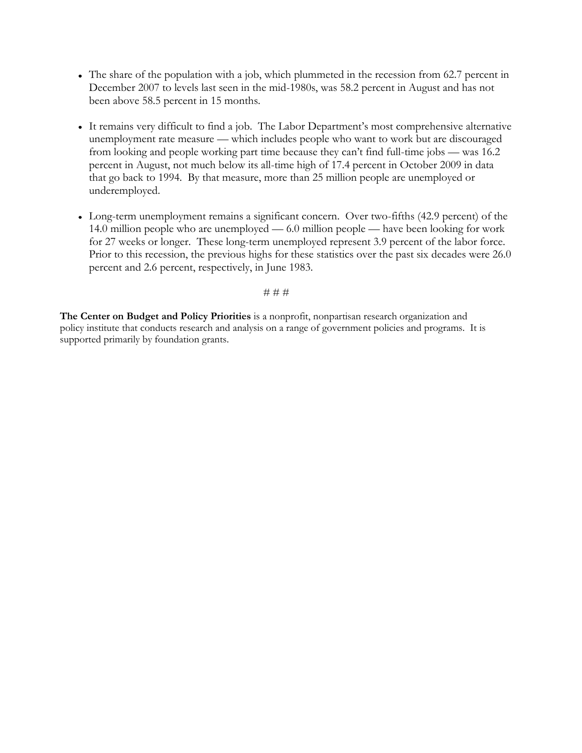- The share of the population with a job, which plummeted in the recession from 62.7 percent in December 2007 to levels last seen in the mid-1980s, was 58.2 percent in August and has not been above 58.5 percent in 15 months.

- It remains very difficult to find a job. The Labor Department's most comprehensive alternative unemployment rate measure — which includes people who want to work but are discouraged from looking and people working part time because they can't find full-time jobs — was 16.2 percent in August, not much below its all-time high of 17.4 percent in October 2009 in data that go back to 1994. By that measure, more than 25 million people are unemployed or underemployed.

- Long-term unemployment remains a significant concern. Over two-fifths (42.9 percent) of the 14.0 million people who are unemployed — 6.0 million people — have been looking for work for 27 weeks or longer. These long-term unemployed represent 3.9 percent of the labor force. Prior to this recession, the previous highs for these statistics over the past six decades were 26.0 percent and 2.6 percent, respectively, in June 1983.

# # #

**The Center on Budget and Policy Priorities** is a nonprofit, nonpartisan research organization and policy institute that conducts research and analysis on a range of government policies and programs. It is supported primarily by foundation grants.